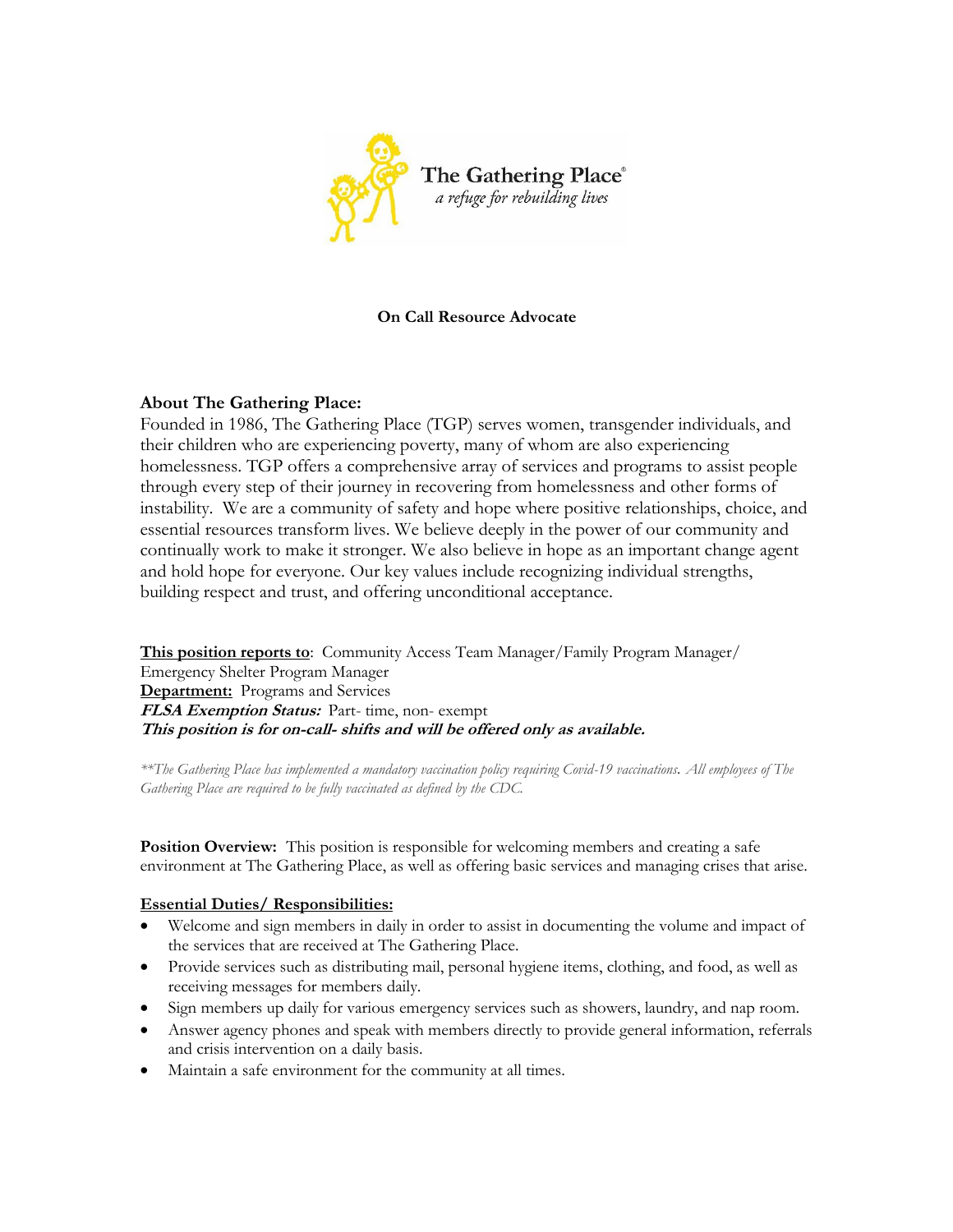The Gathering Place®
*a refuge for rebuilding lives*

**On Call Resource Advocate**

## About The Gathering Place:

Founded in 1986, The Gathering Place (TGP) serves women, transgender individuals, and their children who are experiencing poverty, many of whom are also experiencing homelessness. TGP offers a comprehensive array of services and programs to assist people through every step of their journey in recovering from homelessness and other forms of instability. We are a community of safety and hope where positive relationships, choice, and essential resources transform lives. We believe deeply in the power of our community and continually work to make it stronger. We also believe in hope as an important change agent and hold hope for everyone. Our key values include recognizing individual strengths, building respect and trust, and offering unconditional acceptance.

**This position reports to**: Community Access Team Manager/Family Program Manager/ Emergency Shelter Program Manager
**Department:** Programs and Services
***FLSA Exemption Status:*** Part- time, non- exempt
***This position is for on-call- shifts and will be offered only as available.***

*\*\*The Gathering Place has implemented a mandatory vaccination policy requiring Covid-19 vaccinations. All employees of The Gathering Place are required to be fully vaccinated as defined by the CDC.*

**Position Overview:** This position is responsible for welcoming members and creating a safe environment at The Gathering Place, as well as offering basic services and managing crises that arise.

**Essential Duties/ Responsibilities:**

- Welcome and sign members in daily in order to assist in documenting the volume and impact of the services that are received at The Gathering Place.
- Provide services such as distributing mail, personal hygiene items, clothing, and food, as well as receiving messages for members daily.
- Sign members up daily for various emergency services such as showers, laundry, and nap room.
- Answer agency phones and speak with members directly to provide general information, referrals and crisis intervention on a daily basis.
- Maintain a safe environment for the community at all times.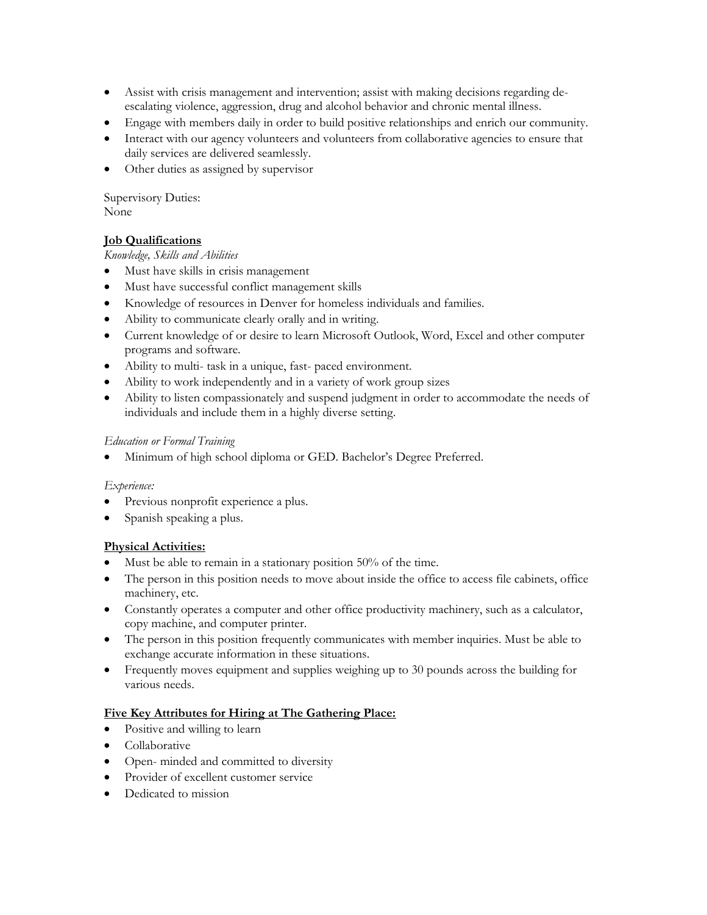- Assist with crisis management and intervention; assist with making decisions regarding de-escalating violence, aggression, drug and alcohol behavior and chronic mental illness.
- Engage with members daily in order to build positive relationships and enrich our community.
- Interact with our agency volunteers and volunteers from collaborative agencies to ensure that daily services are delivered seamlessly.
- Other duties as assigned by supervisor

Supervisory Duties:
None

**Job Qualifications**

*Knowledge, Skills and Abilities*

- Must have skills in crisis management
- Must have successful conflict management skills
- Knowledge of resources in Denver for homeless individuals and families.
- Ability to communicate clearly orally and in writing.
- Current knowledge of or desire to learn Microsoft Outlook, Word, Excel and other computer programs and software.
- Ability to multi- task in a unique, fast- paced environment.
- Ability to work independently and in a variety of work group sizes
- Ability to listen compassionately and suspend judgment in order to accommodate the needs of individuals and include them in a highly diverse setting.

*Education or Formal Training*

- Minimum of high school diploma or GED. Bachelor's Degree Preferred.

*Experience:*

- Previous nonprofit experience a plus.
- Spanish speaking a plus.

**Physical Activities:**

- Must be able to remain in a stationary position 50% of the time.
- The person in this position needs to move about inside the office to access file cabinets, office machinery, etc.
- Constantly operates a computer and other office productivity machinery, such as a calculator, copy machine, and computer printer.
- The person in this position frequently communicates with member inquiries. Must be able to exchange accurate information in these situations.
- Frequently moves equipment and supplies weighing up to 30 pounds across the building for various needs.

**Five Key Attributes for Hiring at The Gathering Place:**

- Positive and willing to learn
- Collaborative
- Open- minded and committed to diversity
- Provider of excellent customer service
- Dedicated to mission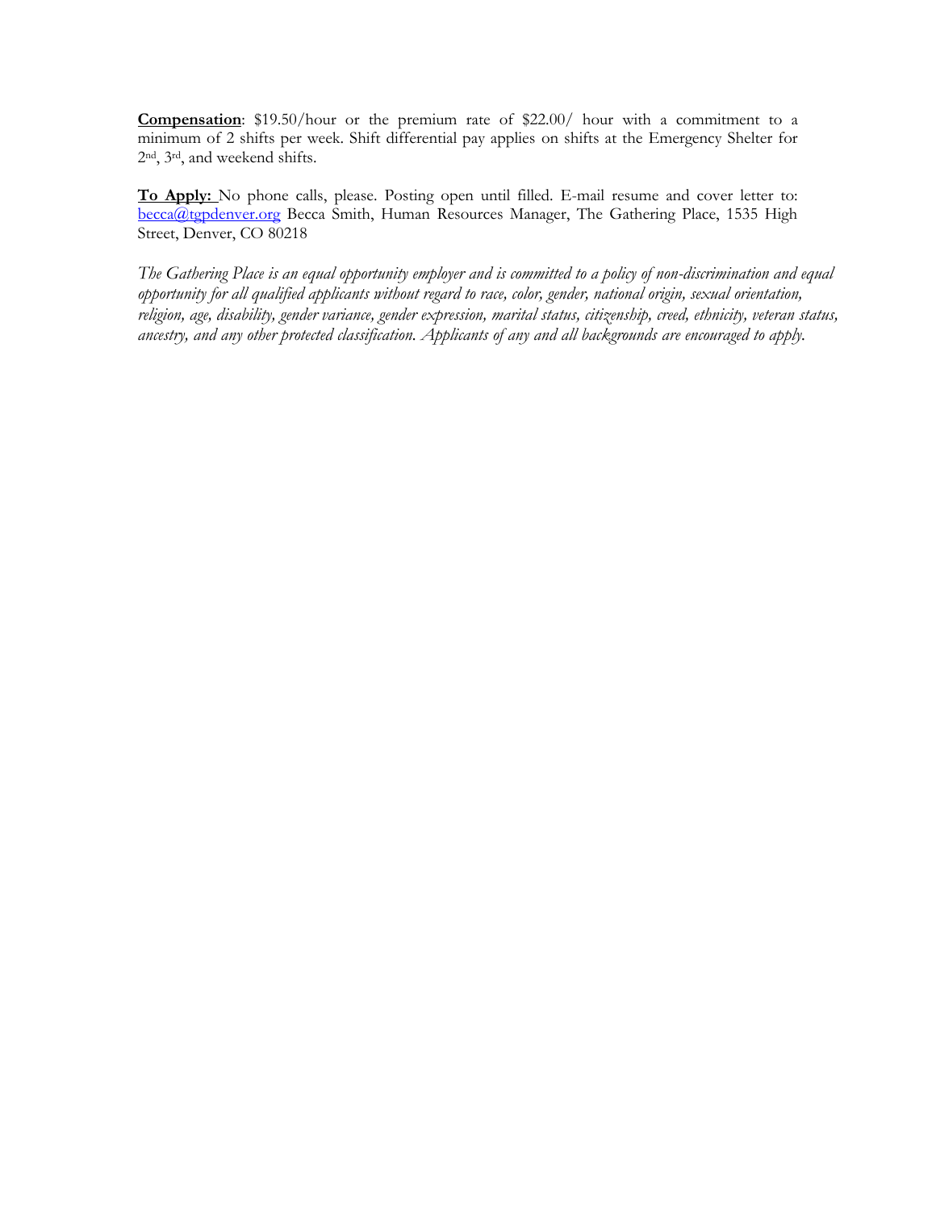**Compensation**: $19.50/hour or the premium rate of $22.00/ hour with a commitment to a minimum of 2 shifts per week. Shift differential pay applies on shifts at the Emergency Shelter for 2nd, 3rd, and weekend shifts.

**To Apply:** No phone calls, please. Posting open until filled. E-mail resume and cover letter to: becca@tgpdenver.org Becca Smith, Human Resources Manager, The Gathering Place, 1535 High Street, Denver, CO 80218

*The Gathering Place is an equal opportunity employer and is committed to a policy of non-discrimination and equal opportunity for all qualified applicants without regard to race, color, gender, national origin, sexual orientation, religion, age, disability, gender variance, gender expression, marital status, citizenship, creed, ethnicity, veteran status, ancestry, and any other protected classification. Applicants of any and all backgrounds are encouraged to apply.*